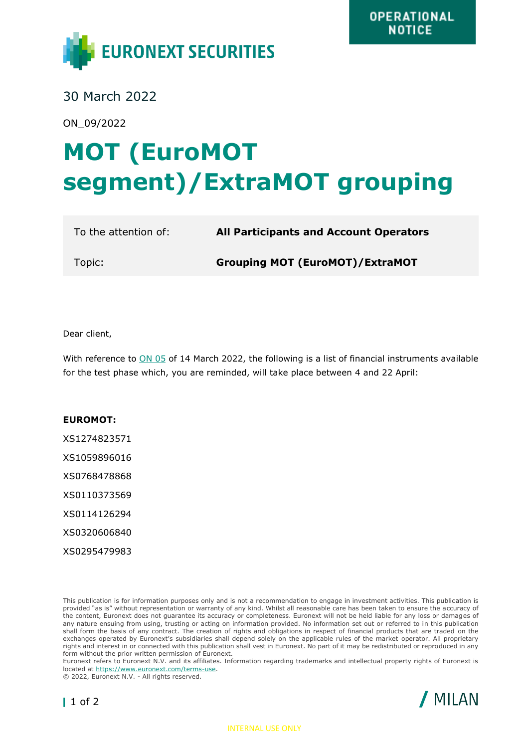**OPERATIONAL NOTICE**

EURONEXT SECURITIES

30 March 2022

ON_09/2022

# MOT (EuroMOT segment)/ExtraMOT grouping

| | |
|---|---|
| To the attention of: | **All Participants and Account Operators** |
| Topic: | **Grouping MOT (EuroMOT)/ExtraMOT** |

Dear client,

With reference to ON 05 of 14 March 2022, the following is a list of financial instruments available for the test phase which, you are reminded, will take place between 4 and 22 April:

**EUROMOT:**

XS1274823571

XS1059896016

XS0768478868

XS0110373569

XS0114126294

XS0320606840

XS0295479983

This publication is for information purposes only and is not a recommendation to engage in investment activities. This publication is provided "as is" without representation or warranty of any kind. Whilst all reasonable care has been taken to ensure the accuracy of the content, Euronext does not guarantee its accuracy or completeness. Euronext will not be held liable for any loss or damages of any nature ensuing from using, trusting or acting on information provided. No information set out or referred to in this publication shall form the basis of any contract. The creation of rights and obligations in respect of financial products that are traded on the exchanges operated by Euronext's subsidiaries shall depend solely on the applicable rules of the market operator. All proprietary rights and interest in or connected with this publication shall vest in Euronext. No part of it may be redistributed or reproduced in any form without the prior written permission of Euronext.
Euronext refers to Euronext N.V. and its affiliates. Information regarding trademarks and intellectual property rights of Euronext is located at https://www.euronext.com/terms-use.
© 2022, Euronext N.V. - All rights reserved.

/ MILAN

INTERNAL USE ONLY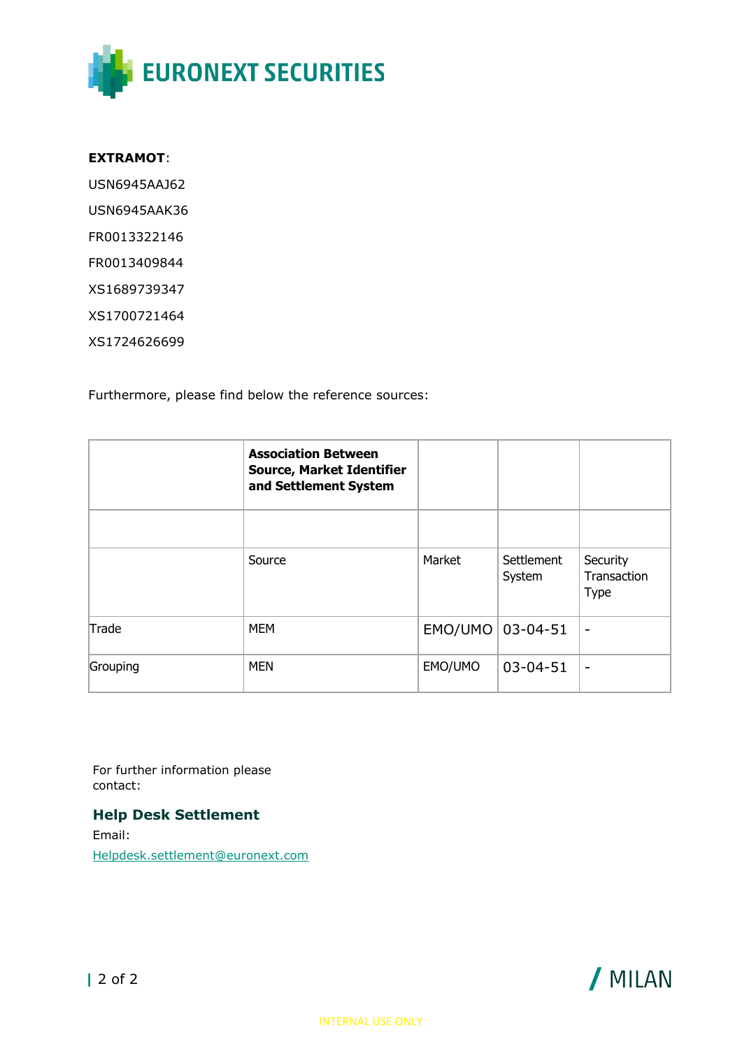**EXTRAMOT**:

USN6945AAJ62

USN6945AAK36

FR0013322146

FR0013409844

XS1689739347

XS1700721464

XS1724626699

Furthermore, please find below the reference sources:

| | **Association Between Source, Market Identifier and Settlement System** | | | |
|---|---|---|---|---|
| | | | | |
| | Source | Market | Settlement System | Security Transaction Type |
| Trade | MEM | EMO/UMO | 03-04-51 | - |
| Grouping | MEN | EMO/UMO | 03-04-51 | - |

For further information please contact:

**Help Desk Settlement**

Email:

Helpdesk.settlement@euronext.com